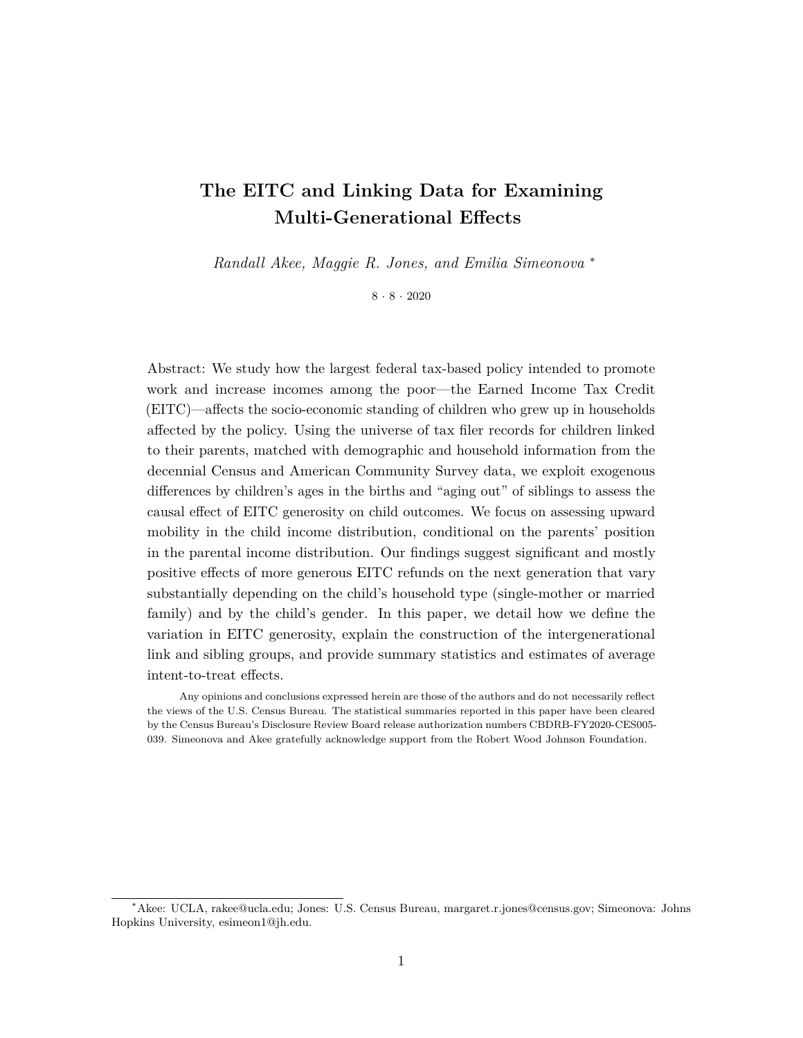# The EITC and Linking Data for Examining Multi-Generational Effects

*Randall Akee, Maggie R. Jones, and Emilia Simeonova* *

8 · 8 · 2020

Abstract: We study how the largest federal tax-based policy intended to promote work and increase incomes among the poor—the Earned Income Tax Credit (EITC)—affects the socio-economic standing of children who grew up in households affected by the policy. Using the universe of tax filer records for children linked to their parents, matched with demographic and household information from the decennial Census and American Community Survey data, we exploit exogenous differences by children's ages in the births and "aging out" of siblings to assess the causal effect of EITC generosity on child outcomes. We focus on assessing upward mobility in the child income distribution, conditional on the parents' position in the parental income distribution. Our findings suggest significant and mostly positive effects of more generous EITC refunds on the next generation that vary substantially depending on the child's household type (single-mother or married family) and by the child's gender. In this paper, we detail how we define the variation in EITC generosity, explain the construction of the intergenerational link and sibling groups, and provide summary statistics and estimates of average intent-to-treat effects.

Any opinions and conclusions expressed herein are those of the authors and do not necessarily reflect the views of the U.S. Census Bureau. The statistical summaries reported in this paper have been cleared by the Census Bureau's Disclosure Review Board release authorization numbers CBDRB-FY2020-CES005-039. Simeonova and Akee gratefully acknowledge support from the Robert Wood Johnson Foundation.

---

*Akee: UCLA, rakee@ucla.edu; Jones: U.S. Census Bureau, margaret.r.jones@census.gov; Simeonova: Johns Hopkins University, esimeon1@jh.edu.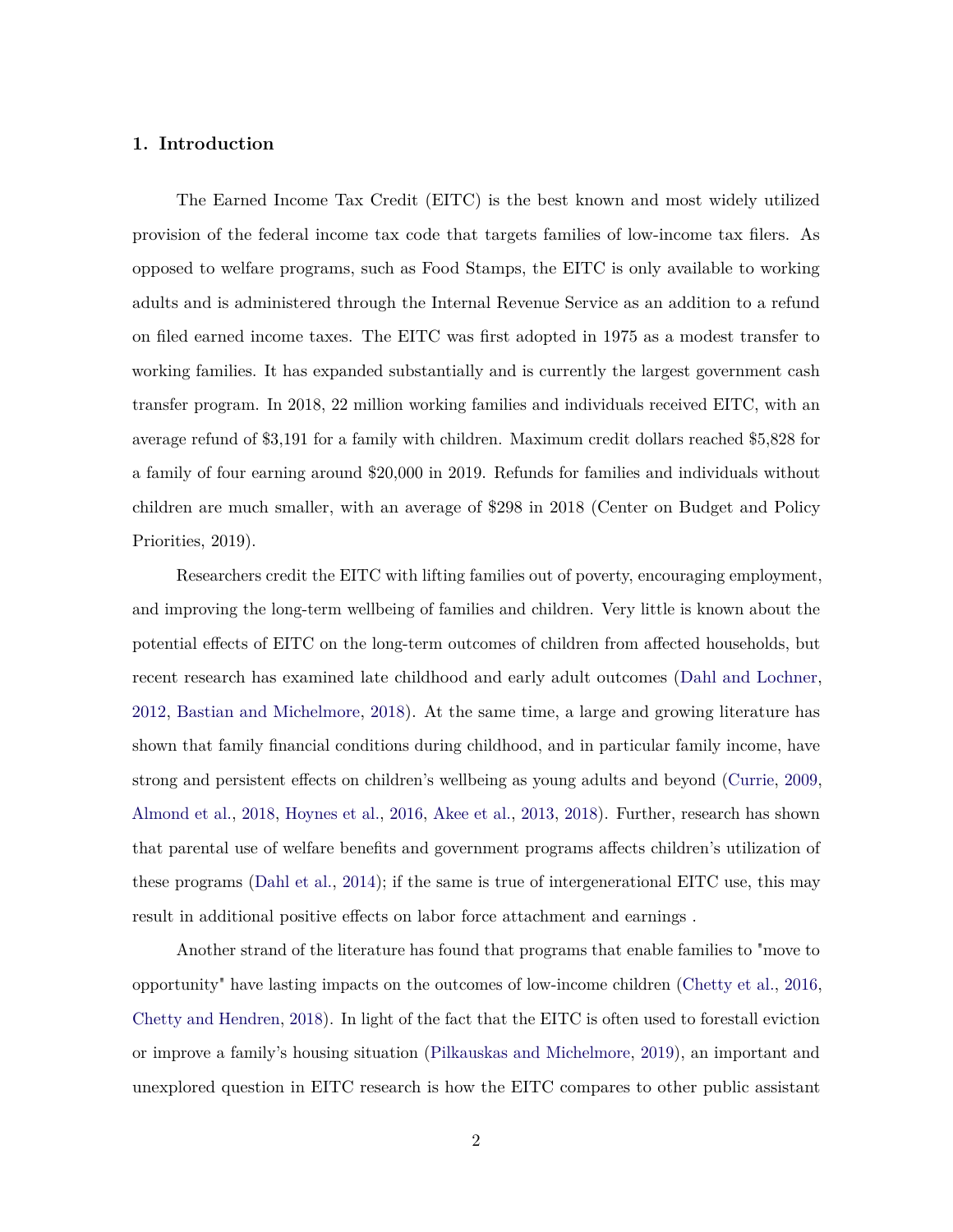## 1. Introduction

The Earned Income Tax Credit (EITC) is the best known and most widely utilized provision of the federal income tax code that targets families of low-income tax filers. As opposed to welfare programs, such as Food Stamps, the EITC is only available to working adults and is administered through the Internal Revenue Service as an addition to a refund on filed earned income taxes. The EITC was first adopted in 1975 as a modest transfer to working families. It has expanded substantially and is currently the largest government cash transfer program. In 2018, 22 million working families and individuals received EITC, with an average refund of $3,191 for a family with children. Maximum credit dollars reached $5,828 for a family of four earning around $20,000 in 2019. Refunds for families and individuals without children are much smaller, with an average of $298 in 2018 (Center on Budget and Policy Priorities, 2019).

Researchers credit the EITC with lifting families out of poverty, encouraging employment, and improving the long-term wellbeing of families and children. Very little is known about the potential effects of EITC on the long-term outcomes of children from affected households, but recent research has examined late childhood and early adult outcomes (Dahl and Lochner, 2012, Bastian and Michelmore, 2018). At the same time, a large and growing literature has shown that family financial conditions during childhood, and in particular family income, have strong and persistent effects on children's wellbeing as young adults and beyond (Currie, 2009, Almond et al., 2018, Hoynes et al., 2016, Akee et al., 2013, 2018). Further, research has shown that parental use of welfare benefits and government programs affects children's utilization of these programs (Dahl et al., 2014); if the same is true of intergenerational EITC use, this may result in additional positive effects on labor force attachment and earnings .

Another strand of the literature has found that programs that enable families to "move to opportunity" have lasting impacts on the outcomes of low-income children (Chetty et al., 2016, Chetty and Hendren, 2018). In light of the fact that the EITC is often used to forestall eviction or improve a family's housing situation (Pilkauskas and Michelmore, 2019), an important and unexplored question in EITC research is how the EITC compares to other public assistant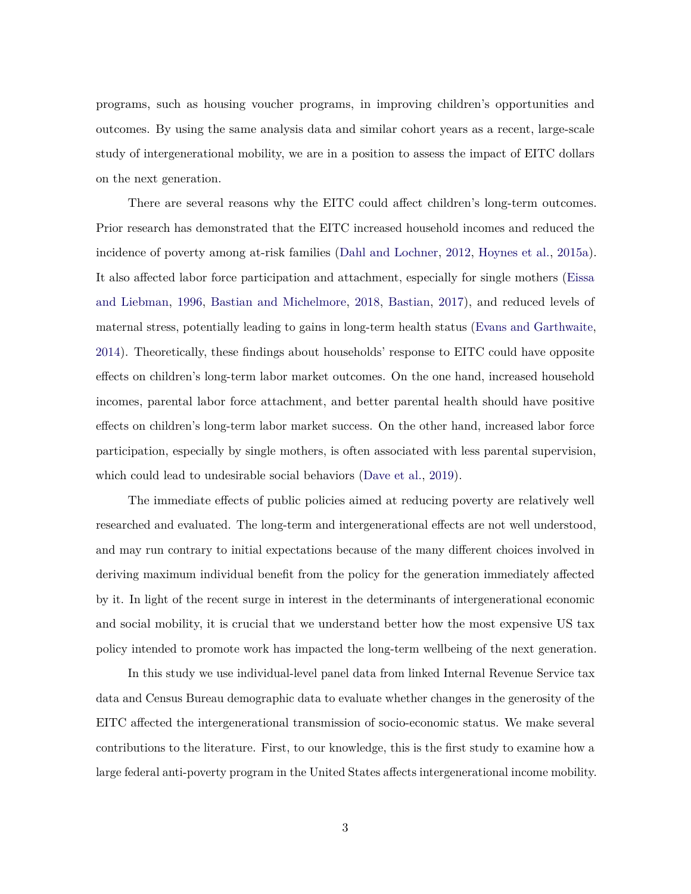programs, such as housing voucher programs, in improving children's opportunities and outcomes. By using the same analysis data and similar cohort years as a recent, large-scale study of intergenerational mobility, we are in a position to assess the impact of EITC dollars on the next generation.

There are several reasons why the EITC could affect children's long-term outcomes. Prior research has demonstrated that the EITC increased household incomes and reduced the incidence of poverty among at-risk families (Dahl and Lochner, 2012, Hoynes et al., 2015a). It also affected labor force participation and attachment, especially for single mothers (Eissa and Liebman, 1996, Bastian and Michelmore, 2018, Bastian, 2017), and reduced levels of maternal stress, potentially leading to gains in long-term health status (Evans and Garthwaite, 2014). Theoretically, these findings about households' response to EITC could have opposite effects on children's long-term labor market outcomes. On the one hand, increased household incomes, parental labor force attachment, and better parental health should have positive effects on children's long-term labor market success. On the other hand, increased labor force participation, especially by single mothers, is often associated with less parental supervision, which could lead to undesirable social behaviors (Dave et al., 2019).

The immediate effects of public policies aimed at reducing poverty are relatively well researched and evaluated. The long-term and intergenerational effects are not well understood, and may run contrary to initial expectations because of the many different choices involved in deriving maximum individual benefit from the policy for the generation immediately affected by it. In light of the recent surge in interest in the determinants of intergenerational economic and social mobility, it is crucial that we understand better how the most expensive US tax policy intended to promote work has impacted the long-term wellbeing of the next generation.

In this study we use individual-level panel data from linked Internal Revenue Service tax data and Census Bureau demographic data to evaluate whether changes in the generosity of the EITC affected the intergenerational transmission of socio-economic status. We make several contributions to the literature. First, to our knowledge, this is the first study to examine how a large federal anti-poverty program in the United States affects intergenerational income mobility.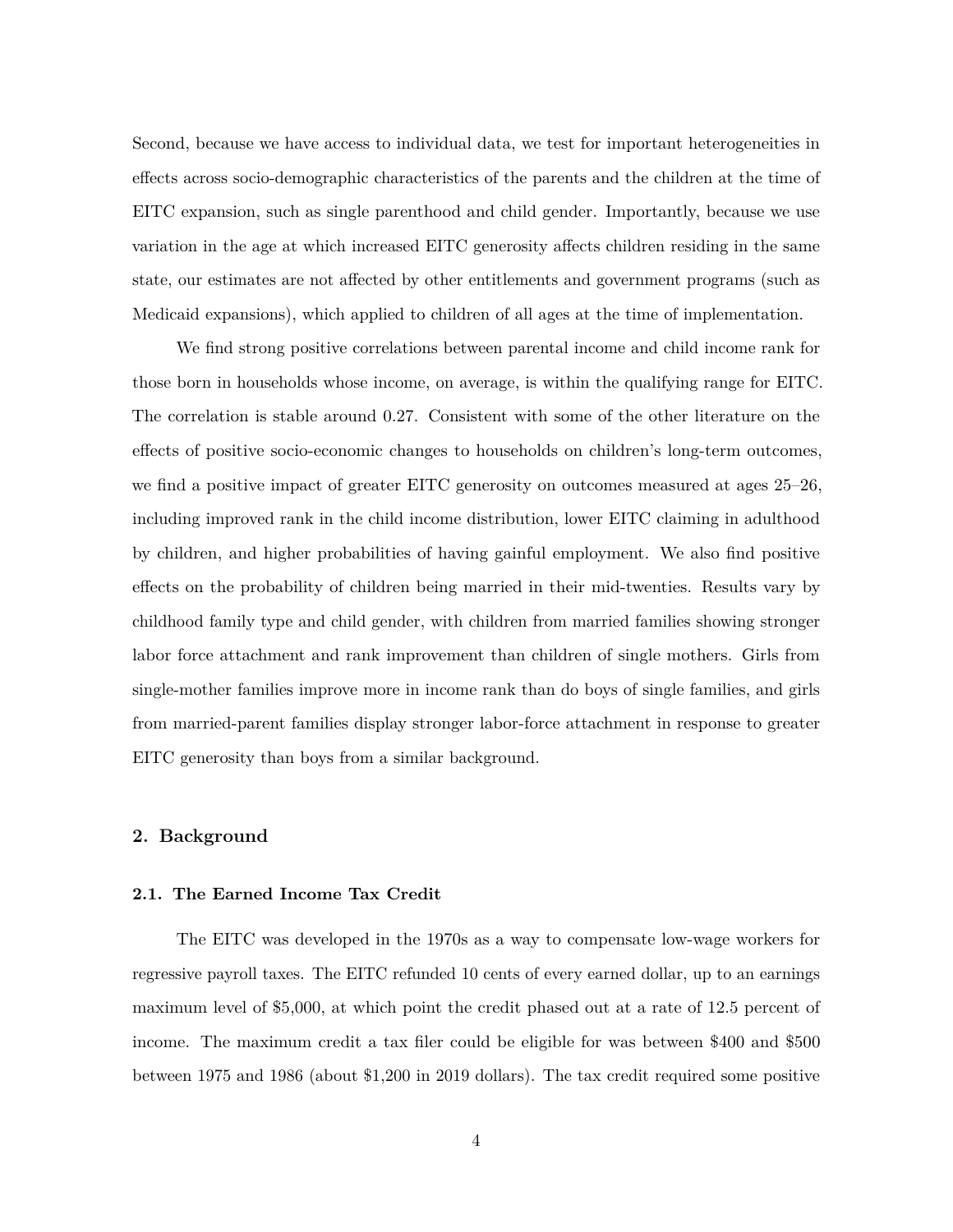Second, because we have access to individual data, we test for important heterogeneities in effects across socio-demographic characteristics of the parents and the children at the time of EITC expansion, such as single parenthood and child gender. Importantly, because we use variation in the age at which increased EITC generosity affects children residing in the same state, our estimates are not affected by other entitlements and government programs (such as Medicaid expansions), which applied to children of all ages at the time of implementation.

We find strong positive correlations between parental income and child income rank for those born in households whose income, on average, is within the qualifying range for EITC. The correlation is stable around 0.27. Consistent with some of the other literature on the effects of positive socio-economic changes to households on children's long-term outcomes, we find a positive impact of greater EITC generosity on outcomes measured at ages 25–26, including improved rank in the child income distribution, lower EITC claiming in adulthood by children, and higher probabilities of having gainful employment. We also find positive effects on the probability of children being married in their mid-twenties. Results vary by childhood family type and child gender, with children from married families showing stronger labor force attachment and rank improvement than children of single mothers. Girls from single-mother families improve more in income rank than do boys of single families, and girls from married-parent families display stronger labor-force attachment in response to greater EITC generosity than boys from a similar background.

## 2. Background

### 2.1. The Earned Income Tax Credit

The EITC was developed in the 1970s as a way to compensate low-wage workers for regressive payroll taxes. The EITC refunded 10 cents of every earned dollar, up to an earnings maximum level of $5,000, at which point the credit phased out at a rate of 12.5 percent of income. The maximum credit a tax filer could be eligible for was between $400 and $500 between 1975 and 1986 (about $1,200 in 2019 dollars). The tax credit required some positive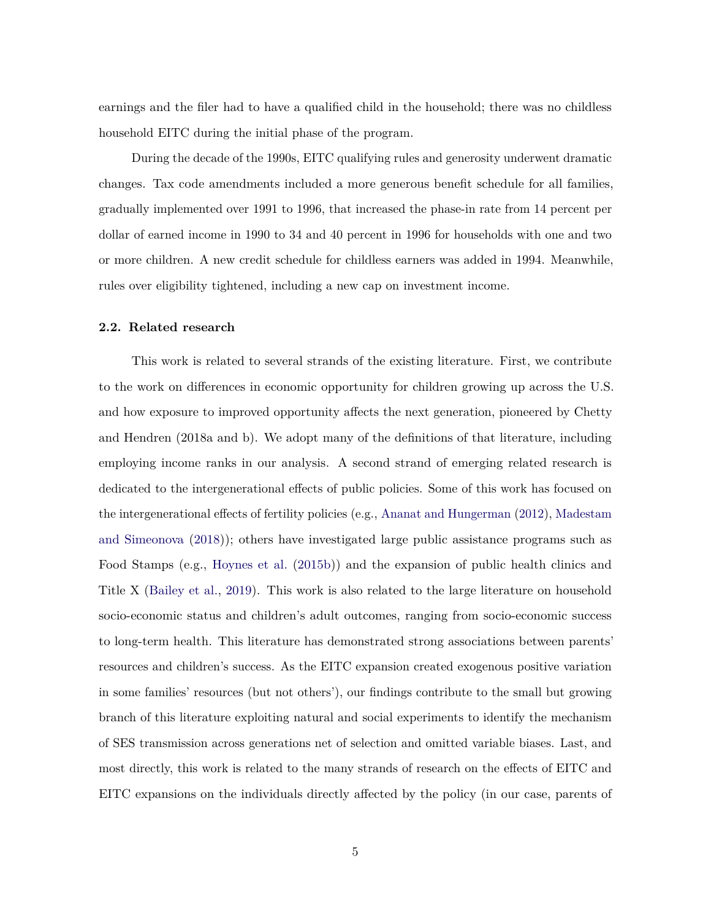earnings and the filer had to have a qualified child in the household; there was no childless household EITC during the initial phase of the program.

During the decade of the 1990s, EITC qualifying rules and generosity underwent dramatic changes. Tax code amendments included a more generous benefit schedule for all families, gradually implemented over 1991 to 1996, that increased the phase-in rate from 14 percent per dollar of earned income in 1990 to 34 and 40 percent in 1996 for households with one and two or more children. A new credit schedule for childless earners was added in 1994. Meanwhile, rules over eligibility tightened, including a new cap on investment income.

### 2.2. Related research

This work is related to several strands of the existing literature. First, we contribute to the work on differences in economic opportunity for children growing up across the U.S. and how exposure to improved opportunity affects the next generation, pioneered by Chetty and Hendren (2018a and b). We adopt many of the definitions of that literature, including employing income ranks in our analysis. A second strand of emerging related research is dedicated to the intergenerational effects of public policies. Some of this work has focused on the intergenerational effects of fertility policies (e.g., Ananat and Hungerman (2012), Madestam and Simeonova (2018)); others have investigated large public assistance programs such as Food Stamps (e.g., Hoynes et al. (2015b)) and the expansion of public health clinics and Title X (Bailey et al., 2019). This work is also related to the large literature on household socio-economic status and children's adult outcomes, ranging from socio-economic success to long-term health. This literature has demonstrated strong associations between parents' resources and children's success. As the EITC expansion created exogenous positive variation in some families' resources (but not others'), our findings contribute to the small but growing branch of this literature exploiting natural and social experiments to identify the mechanism of SES transmission across generations net of selection and omitted variable biases. Last, and most directly, this work is related to the many strands of research on the effects of EITC and EITC expansions on the individuals directly affected by the policy (in our case, parents of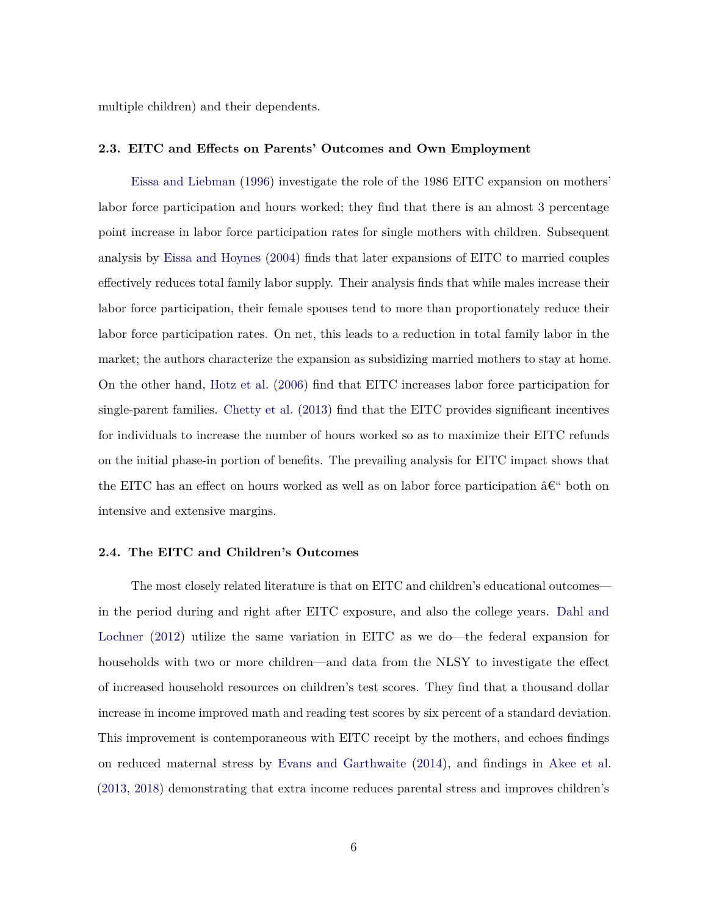multiple children) and their dependents.

### 2.3. EITC and Effects on Parents' Outcomes and Own Employment

Eissa and Liebman (1996) investigate the role of the 1986 EITC expansion on mothers' labor force participation and hours worked; they find that there is an almost 3 percentage point increase in labor force participation rates for single mothers with children. Subsequent analysis by Eissa and Hoynes (2004) finds that later expansions of EITC to married couples effectively reduces total family labor supply. Their analysis finds that while males increase their labor force participation, their female spouses tend to more than proportionately reduce their labor force participation rates. On net, this leads to a reduction in total family labor in the market; the authors characterize the expansion as subsidizing married mothers to stay at home. On the other hand, Hotz et al. (2006) find that EITC increases labor force participation for single-parent families. Chetty et al. (2013) find that the EITC provides significant incentives for individuals to increase the number of hours worked so as to maximize their EITC refunds on the initial phase-in portion of benefits. The prevailing analysis for EITC impact shows that the EITC has an effect on hours worked as well as on labor force participation â€" both on intensive and extensive margins.

### 2.4. The EITC and Children's Outcomes

The most closely related literature is that on EITC and children's educational outcomes—in the period during and right after EITC exposure, and also the college years. Dahl and Lochner (2012) utilize the same variation in EITC as we do—the federal expansion for households with two or more children—and data from the NLSY to investigate the effect of increased household resources on children's test scores. They find that a thousand dollar increase in income improved math and reading test scores by six percent of a standard deviation. This improvement is contemporaneous with EITC receipt by the mothers, and echoes findings on reduced maternal stress by Evans and Garthwaite (2014), and findings in Akee et al. (2013, 2018) demonstrating that extra income reduces parental stress and improves children's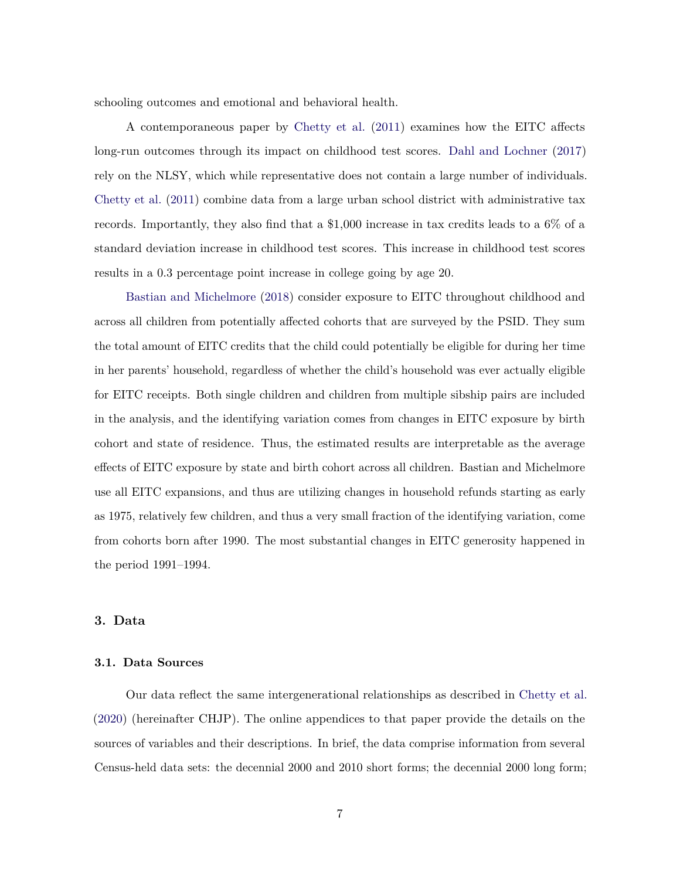schooling outcomes and emotional and behavioral health.

A contemporaneous paper by Chetty et al. (2011) examines how the EITC affects long-run outcomes through its impact on childhood test scores. Dahl and Lochner (2017) rely on the NLSY, which while representative does not contain a large number of individuals. Chetty et al. (2011) combine data from a large urban school district with administrative tax records. Importantly, they also find that a $1,000 increase in tax credits leads to a 6% of a standard deviation increase in childhood test scores. This increase in childhood test scores results in a 0.3 percentage point increase in college going by age 20.

Bastian and Michelmore (2018) consider exposure to EITC throughout childhood and across all children from potentially affected cohorts that are surveyed by the PSID. They sum the total amount of EITC credits that the child could potentially be eligible for during her time in her parents' household, regardless of whether the child's household was ever actually eligible for EITC receipts. Both single children and children from multiple sibship pairs are included in the analysis, and the identifying variation comes from changes in EITC exposure by birth cohort and state of residence. Thus, the estimated results are interpretable as the average effects of EITC exposure by state and birth cohort across all children. Bastian and Michelmore use all EITC expansions, and thus are utilizing changes in household refunds starting as early as 1975, relatively few children, and thus a very small fraction of the identifying variation, come from cohorts born after 1990. The most substantial changes in EITC generosity happened in the period 1991–1994.

## 3. Data

### 3.1. Data Sources

Our data reflect the same intergenerational relationships as described in Chetty et al. (2020) (hereinafter CHJP). The online appendices to that paper provide the details on the sources of variables and their descriptions. In brief, the data comprise information from several Census-held data sets: the decennial 2000 and 2010 short forms; the decennial 2000 long form;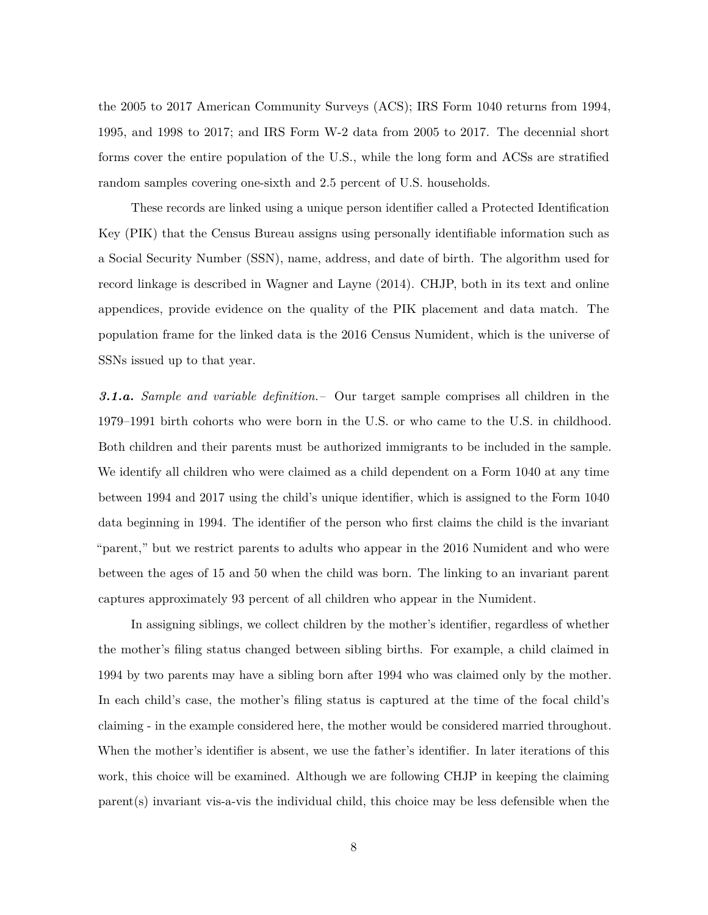the 2005 to 2017 American Community Surveys (ACS); IRS Form 1040 returns from 1994, 1995, and 1998 to 2017; and IRS Form W-2 data from 2005 to 2017. The decennial short forms cover the entire population of the U.S., while the long form and ACSs are stratified random samples covering one-sixth and 2.5 percent of U.S. households.

These records are linked using a unique person identifier called a Protected Identification Key (PIK) that the Census Bureau assigns using personally identifiable information such as a Social Security Number (SSN), name, address, and date of birth. The algorithm used for record linkage is described in Wagner and Layne (2014). CHJP, both in its text and online appendices, provide evidence on the quality of the PIK placement and data match. The population frame for the linked data is the 2016 Census Numident, which is the universe of SSNs issued up to that year.

***3.1.a.*** *Sample and variable definition.*– Our target sample comprises all children in the 1979–1991 birth cohorts who were born in the U.S. or who came to the U.S. in childhood. Both children and their parents must be authorized immigrants to be included in the sample. We identify all children who were claimed as a child dependent on a Form 1040 at any time between 1994 and 2017 using the child's unique identifier, which is assigned to the Form 1040 data beginning in 1994. The identifier of the person who first claims the child is the invariant "parent," but we restrict parents to adults who appear in the 2016 Numident and who were between the ages of 15 and 50 when the child was born. The linking to an invariant parent captures approximately 93 percent of all children who appear in the Numident.

In assigning siblings, we collect children by the mother's identifier, regardless of whether the mother's filing status changed between sibling births. For example, a child claimed in 1994 by two parents may have a sibling born after 1994 who was claimed only by the mother. In each child's case, the mother's filing status is captured at the time of the focal child's claiming - in the example considered here, the mother would be considered married throughout. When the mother's identifier is absent, we use the father's identifier. In later iterations of this work, this choice will be examined. Although we are following CHJP in keeping the claiming parent(s) invariant vis-a-vis the individual child, this choice may be less defensible when the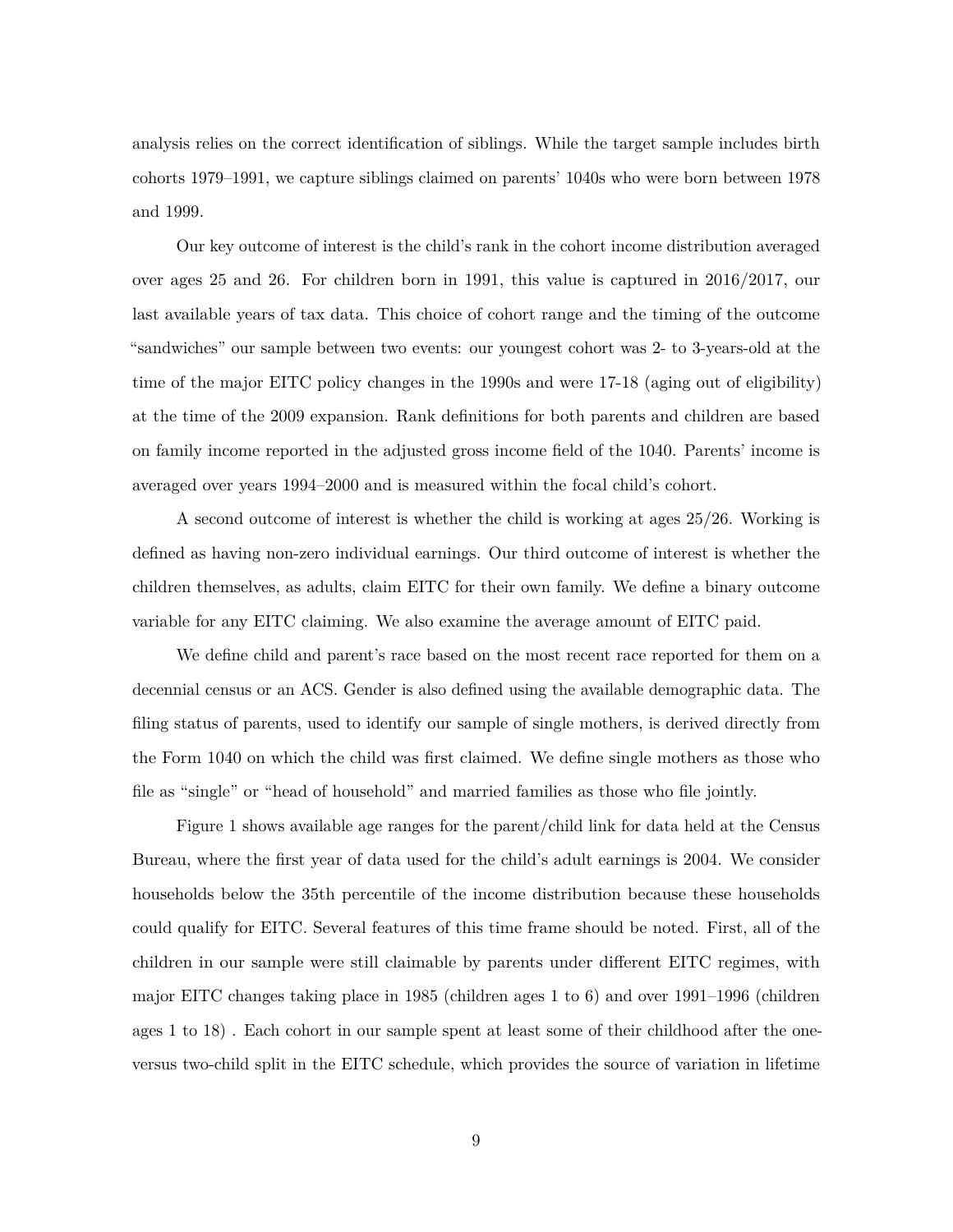analysis relies on the correct identification of siblings. While the target sample includes birth cohorts 1979–1991, we capture siblings claimed on parents' 1040s who were born between 1978 and 1999.

Our key outcome of interest is the child's rank in the cohort income distribution averaged over ages 25 and 26. For children born in 1991, this value is captured in 2016/2017, our last available years of tax data. This choice of cohort range and the timing of the outcome "sandwiches" our sample between two events: our youngest cohort was 2- to 3-years-old at the time of the major EITC policy changes in the 1990s and were 17-18 (aging out of eligibility) at the time of the 2009 expansion. Rank definitions for both parents and children are based on family income reported in the adjusted gross income field of the 1040. Parents' income is averaged over years 1994–2000 and is measured within the focal child's cohort.

A second outcome of interest is whether the child is working at ages 25/26. Working is defined as having non-zero individual earnings. Our third outcome of interest is whether the children themselves, as adults, claim EITC for their own family. We define a binary outcome variable for any EITC claiming. We also examine the average amount of EITC paid.

We define child and parent's race based on the most recent race reported for them on a decennial census or an ACS. Gender is also defined using the available demographic data. The filing status of parents, used to identify our sample of single mothers, is derived directly from the Form 1040 on which the child was first claimed. We define single mothers as those who file as "single" or "head of household" and married families as those who file jointly.

Figure 1 shows available age ranges for the parent/child link for data held at the Census Bureau, where the first year of data used for the child's adult earnings is 2004. We consider households below the 35th percentile of the income distribution because these households could qualify for EITC. Several features of this time frame should be noted. First, all of the children in our sample were still claimable by parents under different EITC regimes, with major EITC changes taking place in 1985 (children ages 1 to 6) and over 1991–1996 (children ages 1 to 18) . Each cohort in our sample spent at least some of their childhood after the one- versus two-child split in the EITC schedule, which provides the source of variation in lifetime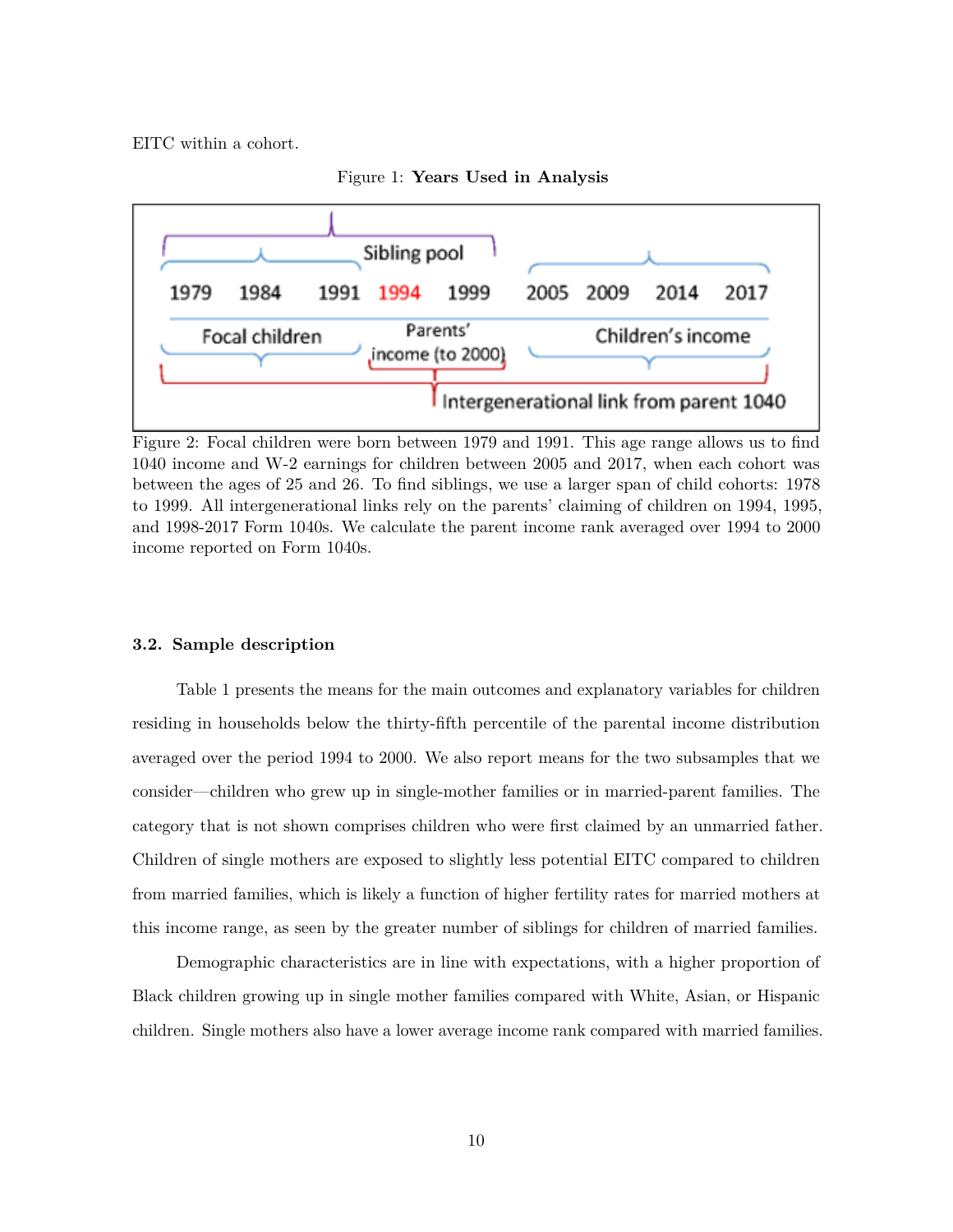EITC within a cohort.

Figure 1: **Years Used in Analysis**

Figure 2: Focal children were born between 1979 and 1991. This age range allows us to find 1040 income and W-2 earnings for children between 2005 and 2017, when each cohort was between the ages of 25 and 26. To find siblings, we use a larger span of child cohorts: 1978 to 1999. All intergenerational links rely on the parents' claiming of children on 1994, 1995, and 1998-2017 Form 1040s. We calculate the parent income rank averaged over 1994 to 2000 income reported on Form 1040s.

### 3.2. Sample description

Table 1 presents the means for the main outcomes and explanatory variables for children residing in households below the thirty-fifth percentile of the parental income distribution averaged over the period 1994 to 2000. We also report means for the two subsamples that we consider—children who grew up in single-mother families or in married-parent families. The category that is not shown comprises children who were first claimed by an unmarried father. Children of single mothers are exposed to slightly less potential EITC compared to children from married families, which is likely a function of higher fertility rates for married mothers at this income range, as seen by the greater number of siblings for children of married families.

Demographic characteristics are in line with expectations, with a higher proportion of Black children growing up in single mother families compared with White, Asian, or Hispanic children. Single mothers also have a lower average income rank compared with married families.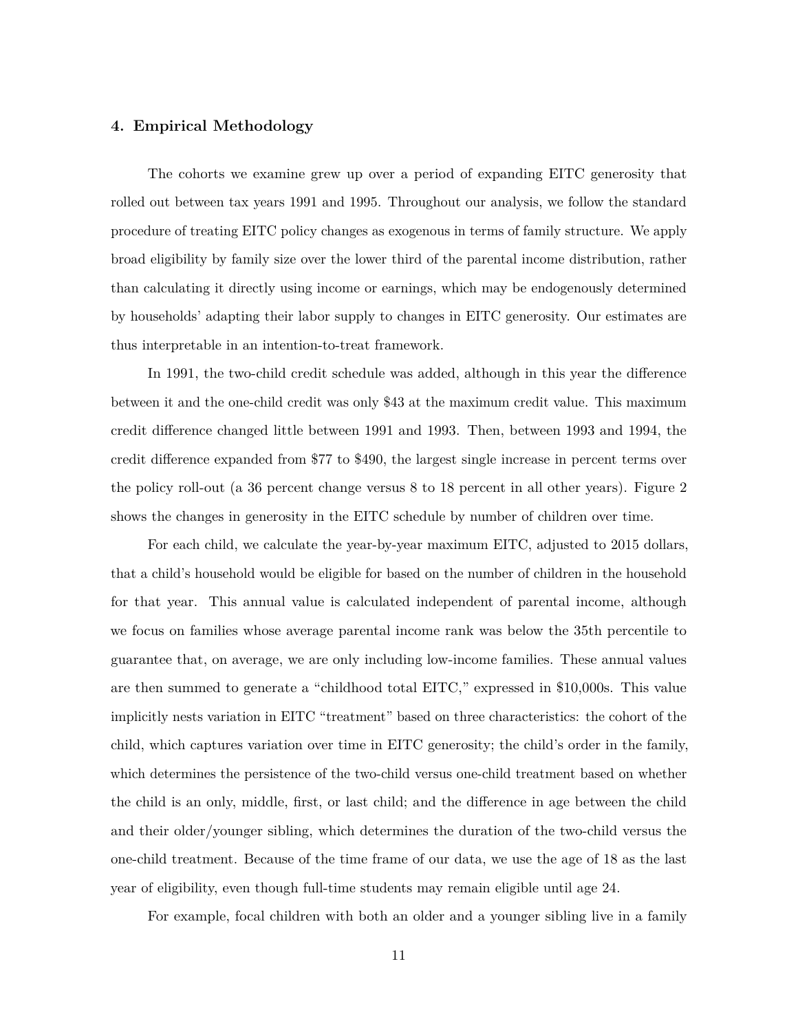## 4. Empirical Methodology

The cohorts we examine grew up over a period of expanding EITC generosity that rolled out between tax years 1991 and 1995. Throughout our analysis, we follow the standard procedure of treating EITC policy changes as exogenous in terms of family structure. We apply broad eligibility by family size over the lower third of the parental income distribution, rather than calculating it directly using income or earnings, which may be endogenously determined by households' adapting their labor supply to changes in EITC generosity. Our estimates are thus interpretable in an intention-to-treat framework.

In 1991, the two-child credit schedule was added, although in this year the difference between it and the one-child credit was only $43 at the maximum credit value. This maximum credit difference changed little between 1991 and 1993. Then, between 1993 and 1994, the credit difference expanded from $77 to $490, the largest single increase in percent terms over the policy roll-out (a 36 percent change versus 8 to 18 percent in all other years). Figure 2 shows the changes in generosity in the EITC schedule by number of children over time.

For each child, we calculate the year-by-year maximum EITC, adjusted to 2015 dollars, that a child's household would be eligible for based on the number of children in the household for that year. This annual value is calculated independent of parental income, although we focus on families whose average parental income rank was below the 35th percentile to guarantee that, on average, we are only including low-income families. These annual values are then summed to generate a "childhood total EITC," expressed in $10,000s. This value implicitly nests variation in EITC "treatment" based on three characteristics: the cohort of the child, which captures variation over time in EITC generosity; the child's order in the family, which determines the persistence of the two-child versus one-child treatment based on whether the child is an only, middle, first, or last child; and the difference in age between the child and their older/younger sibling, which determines the duration of the two-child versus the one-child treatment. Because of the time frame of our data, we use the age of 18 as the last year of eligibility, even though full-time students may remain eligible until age 24.

For example, focal children with both an older and a younger sibling live in a family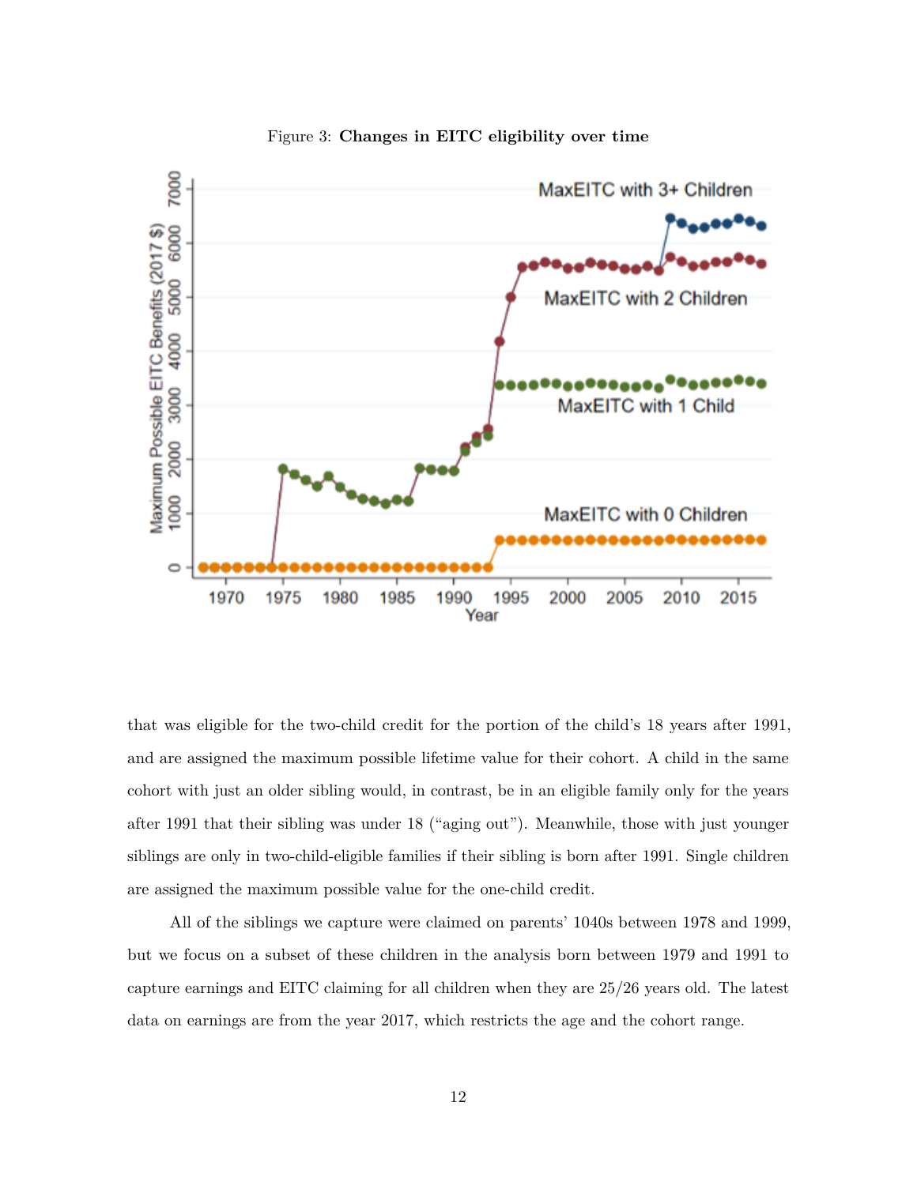Figure 3: **Changes in EITC eligibility over time**

that was eligible for the two-child credit for the portion of the child's 18 years after 1991, and are assigned the maximum possible lifetime value for their cohort. A child in the same cohort with just an older sibling would, in contrast, be in an eligible family only for the years after 1991 that their sibling was under 18 ("aging out"). Meanwhile, those with just younger siblings are only in two-child-eligible families if their sibling is born after 1991. Single children are assigned the maximum possible value for the one-child credit.

All of the siblings we capture were claimed on parents' 1040s between 1978 and 1999, but we focus on a subset of these children in the analysis born between 1979 and 1991 to capture earnings and EITC claiming for all children when they are 25/26 years old. The latest data on earnings are from the year 2017, which restricts the age and the cohort range.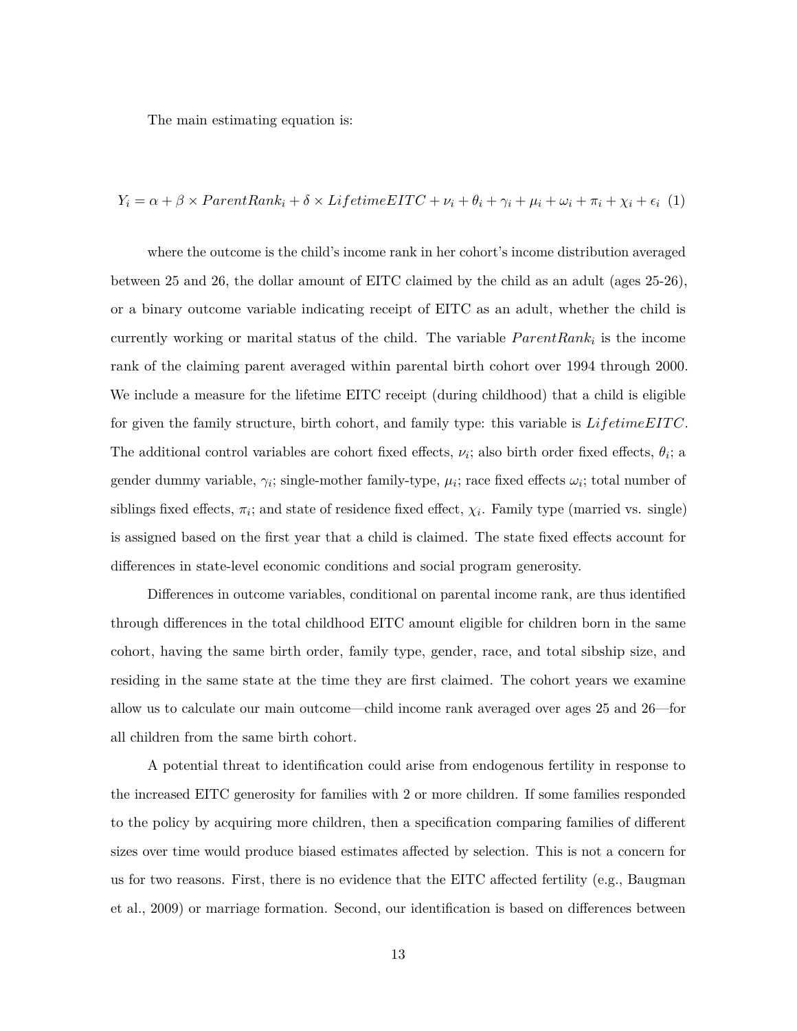The main estimating equation is:

$$Y_i = \alpha + \beta \times ParentRank_i + \delta \times LifetimeEITC + \nu_i + \theta_i + \gamma_i + \mu_i + \omega_i + \pi_i + \chi_i + \epsilon_i \quad (1)$$

where the outcome is the child's income rank in her cohort's income distribution averaged between 25 and 26, the dollar amount of EITC claimed by the child as an adult (ages 25-26), or a binary outcome variable indicating receipt of EITC as an adult, whether the child is currently working or marital status of the child. The variable $ParentRank_i$ is the income rank of the claiming parent averaged within parental birth cohort over 1994 through 2000. We include a measure for the lifetime EITC receipt (during childhood) that a child is eligible for given the family structure, birth cohort, and family type: this variable is $LifetimeEITC$. The additional control variables are cohort fixed effects, $\nu_i$; also birth order fixed effects, $\theta_i$; a gender dummy variable, $\gamma_i$; single-mother family-type, $\mu_i$; race fixed effects $\omega_i$; total number of siblings fixed effects, $\pi_i$; and state of residence fixed effect, $\chi_i$. Family type (married vs. single) is assigned based on the first year that a child is claimed. The state fixed effects account for differences in state-level economic conditions and social program generosity.

Differences in outcome variables, conditional on parental income rank, are thus identified through differences in the total childhood EITC amount eligible for children born in the same cohort, having the same birth order, family type, gender, race, and total sibship size, and residing in the same state at the time they are first claimed. The cohort years we examine allow us to calculate our main outcome—child income rank averaged over ages 25 and 26—for all children from the same birth cohort.

A potential threat to identification could arise from endogenous fertility in response to the increased EITC generosity for families with 2 or more children. If some families responded to the policy by acquiring more children, then a specification comparing families of different sizes over time would produce biased estimates affected by selection. This is not a concern for us for two reasons. First, there is no evidence that the EITC affected fertility (e.g., Baugman et al., 2009) or marriage formation. Second, our identification is based on differences between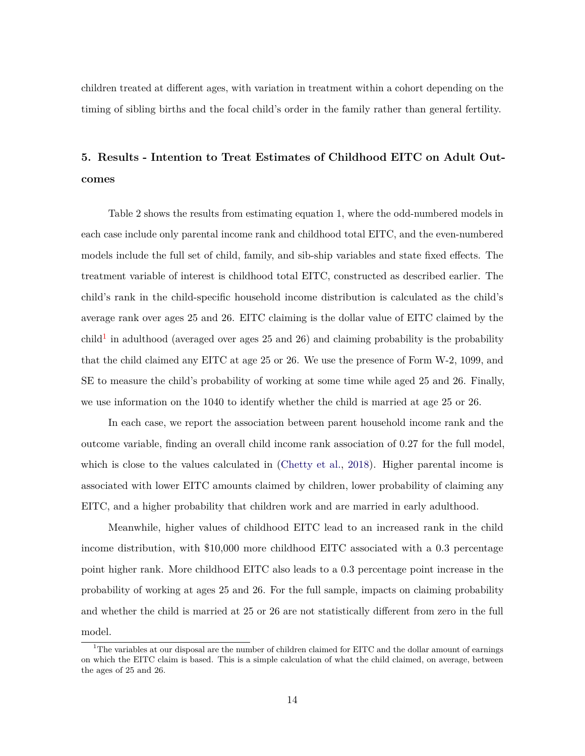children treated at different ages, with variation in treatment within a cohort depending on the timing of sibling births and the focal child's order in the family rather than general fertility.

## 5. Results - Intention to Treat Estimates of Childhood EITC on Adult Outcomes

Table 2 shows the results from estimating equation 1, where the odd-numbered models in each case include only parental income rank and childhood total EITC, and the even-numbered models include the full set of child, family, and sib-ship variables and state fixed effects. The treatment variable of interest is childhood total EITC, constructed as described earlier. The child's rank in the child-specific household income distribution is calculated as the child's average rank over ages 25 and 26. EITC claiming is the dollar value of EITC claimed by the child[1] in adulthood (averaged over ages 25 and 26) and claiming probability is the probability that the child claimed any EITC at age 25 or 26. We use the presence of Form W-2, 1099, and SE to measure the child's probability of working at some time while aged 25 and 26. Finally, we use information on the 1040 to identify whether the child is married at age 25 or 26.

In each case, we report the association between parent household income rank and the outcome variable, finding an overall child income rank association of 0.27 for the full model, which is close to the values calculated in (Chetty et al., 2018). Higher parental income is associated with lower EITC amounts claimed by children, lower probability of claiming any EITC, and a higher probability that children work and are married in early adulthood.

Meanwhile, higher values of childhood EITC lead to an increased rank in the child income distribution, with $10,000 more childhood EITC associated with a 0.3 percentage point higher rank. More childhood EITC also leads to a 0.3 percentage point increase in the probability of working at ages 25 and 26. For the full sample, impacts on claiming probability and whether the child is married at 25 or 26 are not statistically different from zero in the full model.

[1] The variables at our disposal are the number of children claimed for EITC and the dollar amount of earnings on which the EITC claim is based. This is a simple calculation of what the child claimed, on average, between the ages of 25 and 26.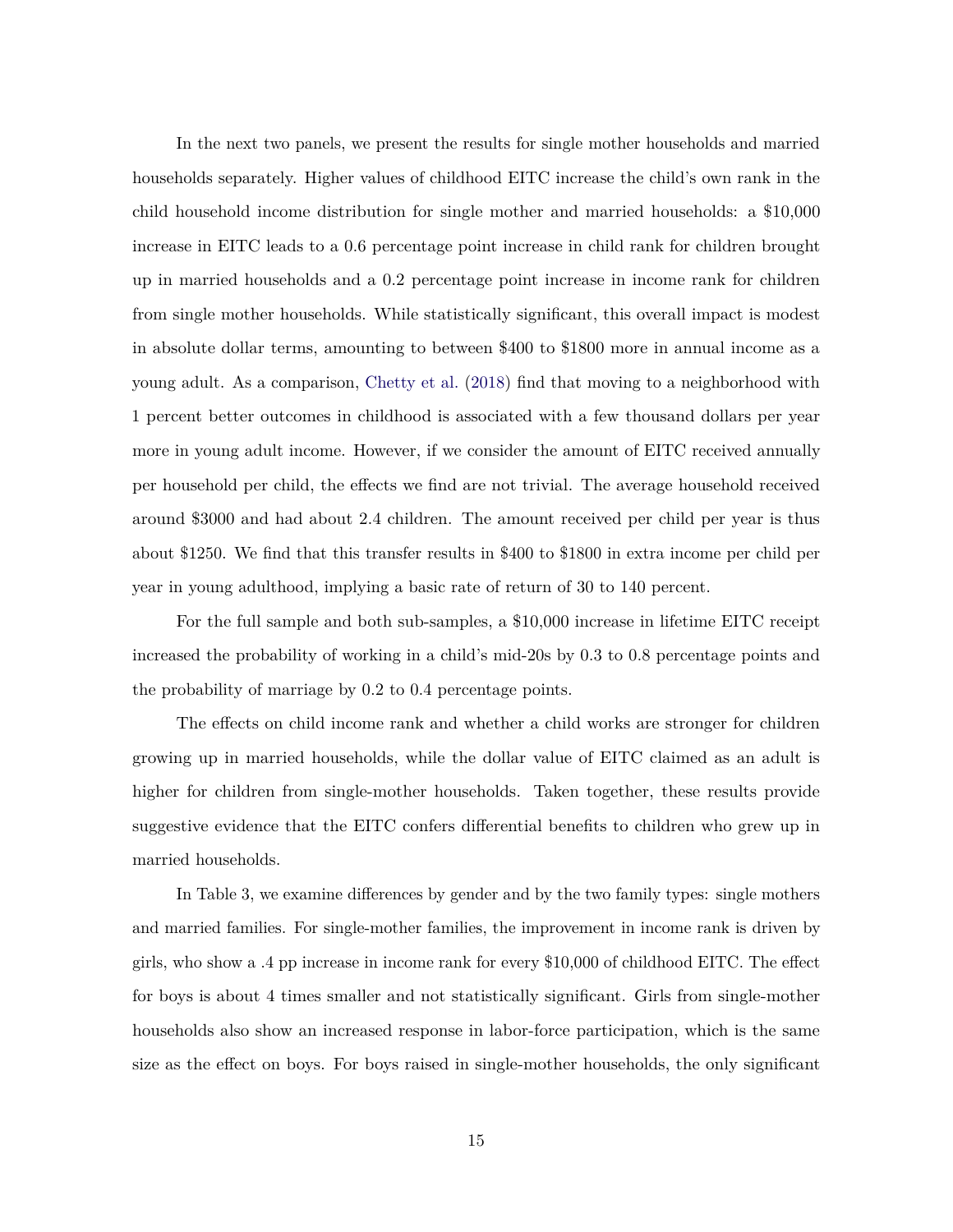In the next two panels, we present the results for single mother households and married households separately. Higher values of childhood EITC increase the child's own rank in the child household income distribution for single mother and married households: a $10,000 increase in EITC leads to a 0.6 percentage point increase in child rank for children brought up in married households and a 0.2 percentage point increase in income rank for children from single mother households. While statistically significant, this overall impact is modest in absolute dollar terms, amounting to between $400 to $1800 more in annual income as a young adult. As a comparison, Chetty et al. (2018) find that moving to a neighborhood with 1 percent better outcomes in childhood is associated with a few thousand dollars per year more in young adult income. However, if we consider the amount of EITC received annually per household per child, the effects we find are not trivial. The average household received around $3000 and had about 2.4 children. The amount received per child per year is thus about $1250. We find that this transfer results in $400 to $1800 in extra income per child per year in young adulthood, implying a basic rate of return of 30 to 140 percent.

For the full sample and both sub-samples, a $10,000 increase in lifetime EITC receipt increased the probability of working in a child's mid-20s by 0.3 to 0.8 percentage points and the probability of marriage by 0.2 to 0.4 percentage points.

The effects on child income rank and whether a child works are stronger for children growing up in married households, while the dollar value of EITC claimed as an adult is higher for children from single-mother households. Taken together, these results provide suggestive evidence that the EITC confers differential benefits to children who grew up in married households.

In Table 3, we examine differences by gender and by the two family types: single mothers and married families. For single-mother families, the improvement in income rank is driven by girls, who show a .4 pp increase in income rank for every $10,000 of childhood EITC. The effect for boys is about 4 times smaller and not statistically significant. Girls from single-mother households also show an increased response in labor-force participation, which is the same size as the effect on boys. For boys raised in single-mother households, the only significant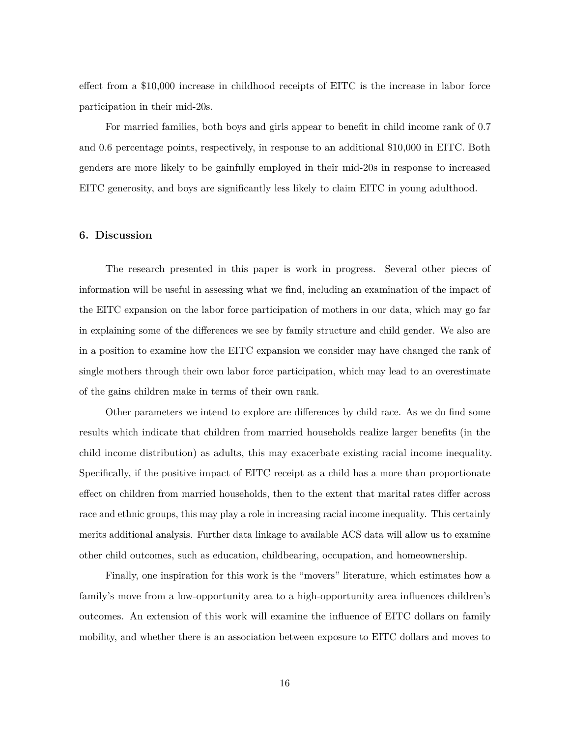effect from a $10,000 increase in childhood receipts of EITC is the increase in labor force participation in their mid-20s.

For married families, both boys and girls appear to benefit in child income rank of 0.7 and 0.6 percentage points, respectively, in response to an additional $10,000 in EITC. Both genders are more likely to be gainfully employed in their mid-20s in response to increased EITC generosity, and boys are significantly less likely to claim EITC in young adulthood.

## 6. Discussion

The research presented in this paper is work in progress. Several other pieces of information will be useful in assessing what we find, including an examination of the impact of the EITC expansion on the labor force participation of mothers in our data, which may go far in explaining some of the differences we see by family structure and child gender. We also are in a position to examine how the EITC expansion we consider may have changed the rank of single mothers through their own labor force participation, which may lead to an overestimate of the gains children make in terms of their own rank.

Other parameters we intend to explore are differences by child race. As we do find some results which indicate that children from married households realize larger benefits (in the child income distribution) as adults, this may exacerbate existing racial income inequality. Specifically, if the positive impact of EITC receipt as a child has a more than proportionate effect on children from married households, then to the extent that marital rates differ across race and ethnic groups, this may play a role in increasing racial income inequality. This certainly merits additional analysis. Further data linkage to available ACS data will allow us to examine other child outcomes, such as education, childbearing, occupation, and homeownership.

Finally, one inspiration for this work is the "movers" literature, which estimates how a family's move from a low-opportunity area to a high-opportunity area influences children's outcomes. An extension of this work will examine the influence of EITC dollars on family mobility, and whether there is an association between exposure to EITC dollars and moves to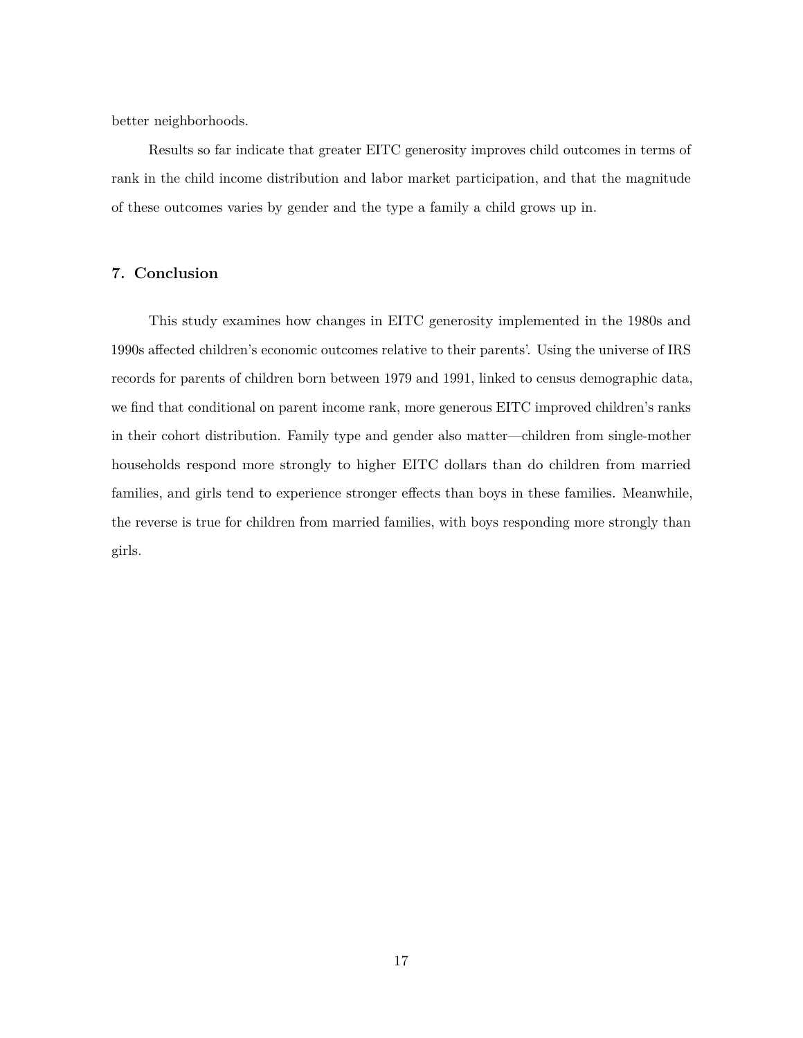better neighborhoods.

Results so far indicate that greater EITC generosity improves child outcomes in terms of rank in the child income distribution and labor market participation, and that the magnitude of these outcomes varies by gender and the type a family a child grows up in.

## 7. Conclusion

This study examines how changes in EITC generosity implemented in the 1980s and 1990s affected children's economic outcomes relative to their parents'. Using the universe of IRS records for parents of children born between 1979 and 1991, linked to census demographic data, we find that conditional on parent income rank, more generous EITC improved children's ranks in their cohort distribution. Family type and gender also matter—children from single-mother households respond more strongly to higher EITC dollars than do children from married families, and girls tend to experience stronger effects than boys in these families. Meanwhile, the reverse is true for children from married families, with boys responding more strongly than girls.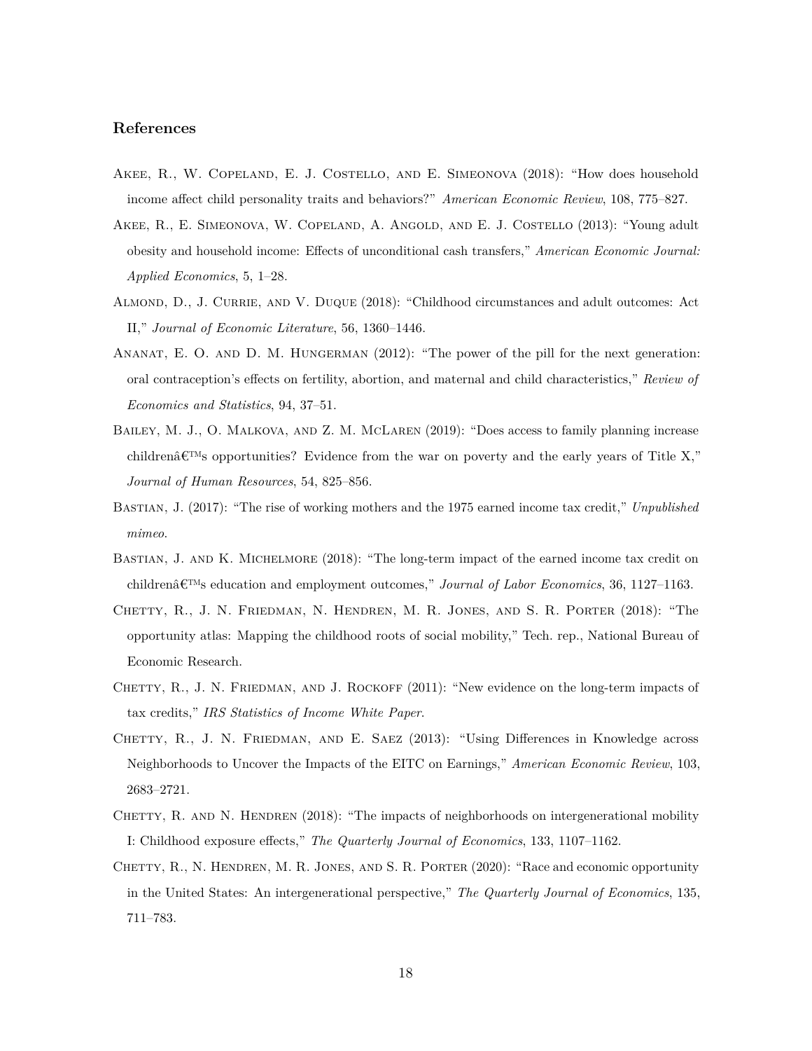## References

Akee, R., W. Copeland, E. J. Costello, and E. Simeonova (2018): "How does household income affect child personality traits and behaviors?" *American Economic Review*, 108, 775–827.

Akee, R., E. Simeonova, W. Copeland, A. Angold, and E. J. Costello (2013): "Young adult obesity and household income: Effects of unconditional cash transfers," *American Economic Journal: Applied Economics*, 5, 1–28.

Almond, D., J. Currie, and V. Duque (2018): "Childhood circumstances and adult outcomes: Act II," *Journal of Economic Literature*, 56, 1360–1446.

Ananat, E. O. and D. M. Hungerman (2012): "The power of the pill for the next generation: oral contraception's effects on fertility, abortion, and maternal and child characteristics," *Review of Economics and Statistics*, 94, 37–51.

Bailey, M. J., O. Malkova, and Z. M. McLaren (2019): "Does access to family planning increase childrenâ€™s opportunities? Evidence from the war on poverty and the early years of Title X," *Journal of Human Resources*, 54, 825–856.

Bastian, J. (2017): "The rise of working mothers and the 1975 earned income tax credit," *Unpublished mimeo*.

Bastian, J. and K. Michelmore (2018): "The long-term impact of the earned income tax credit on childrenâ€™s education and employment outcomes," *Journal of Labor Economics*, 36, 1127–1163.

Chetty, R., J. N. Friedman, N. Hendren, M. R. Jones, and S. R. Porter (2018): "The opportunity atlas: Mapping the childhood roots of social mobility," Tech. rep., National Bureau of Economic Research.

Chetty, R., J. N. Friedman, and J. Rockoff (2011): "New evidence on the long-term impacts of tax credits," *IRS Statistics of Income White Paper*.

Chetty, R., J. N. Friedman, and E. Saez (2013): "Using Differences in Knowledge across Neighborhoods to Uncover the Impacts of the EITC on Earnings," *American Economic Review*, 103, 2683–2721.

Chetty, R. and N. Hendren (2018): "The impacts of neighborhoods on intergenerational mobility I: Childhood exposure effects," *The Quarterly Journal of Economics*, 133, 1107–1162.

Chetty, R., N. Hendren, M. R. Jones, and S. R. Porter (2020): "Race and economic opportunity in the United States: An intergenerational perspective," *The Quarterly Journal of Economics*, 135, 711–783.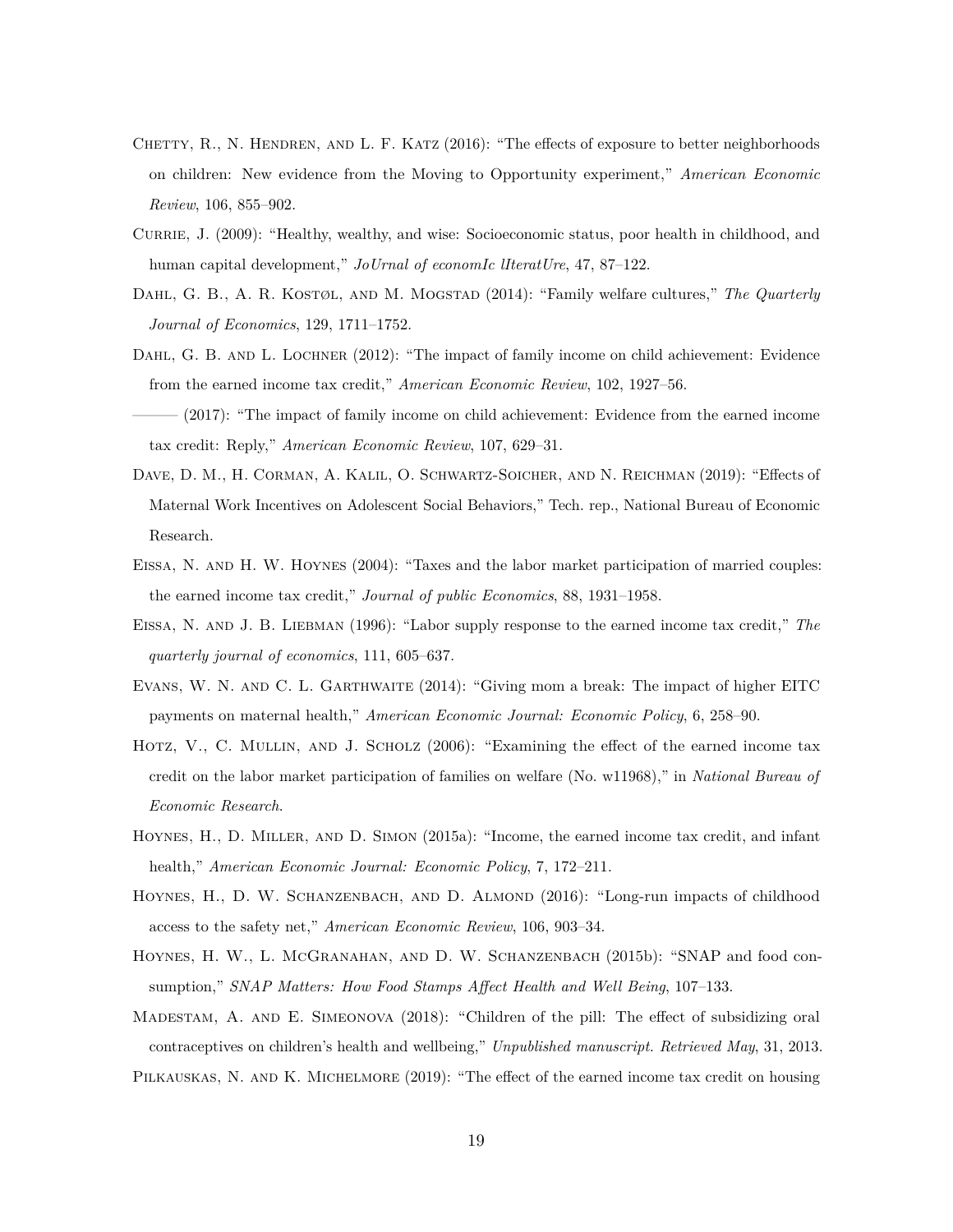Chetty, R., N. Hendren, and L. F. Katz (2016): "The effects of exposure to better neighborhoods on children: New evidence from the Moving to Opportunity experiment," *American Economic Review*, 106, 855–902.

Currie, J. (2009): "Healthy, wealthy, and wise: Socioeconomic status, poor health in childhood, and human capital development," *JoUrnal of economIc lIteratUre*, 47, 87–122.

Dahl, G. B., A. R. Kostøl, and M. Mogstad (2014): "Family welfare cultures," *The Quarterly Journal of Economics*, 129, 1711–1752.

Dahl, G. B. and L. Lochner (2012): "The impact of family income on child achievement: Evidence from the earned income tax credit," *American Economic Review*, 102, 1927–56.

——— (2017): "The impact of family income on child achievement: Evidence from the earned income tax credit: Reply," *American Economic Review*, 107, 629–31.

Dave, D. M., H. Corman, A. Kalil, O. Schwartz-Soicher, and N. Reichman (2019): "Effects of Maternal Work Incentives on Adolescent Social Behaviors," Tech. rep., National Bureau of Economic Research.

Eissa, N. and H. W. Hoynes (2004): "Taxes and the labor market participation of married couples: the earned income tax credit," *Journal of public Economics*, 88, 1931–1958.

Eissa, N. and J. B. Liebman (1996): "Labor supply response to the earned income tax credit," *The quarterly journal of economics*, 111, 605–637.

Evans, W. N. and C. L. Garthwaite (2014): "Giving mom a break: The impact of higher EITC payments on maternal health," *American Economic Journal: Economic Policy*, 6, 258–90.

Hotz, V., C. Mullin, and J. Scholz (2006): "Examining the effect of the earned income tax credit on the labor market participation of families on welfare (No. w11968)," in *National Bureau of Economic Research*.

Hoynes, H., D. Miller, and D. Simon (2015a): "Income, the earned income tax credit, and infant health," *American Economic Journal: Economic Policy*, 7, 172–211.

Hoynes, H., D. W. Schanzenbach, and D. Almond (2016): "Long-run impacts of childhood access to the safety net," *American Economic Review*, 106, 903–34.

Hoynes, H. W., L. McGranahan, and D. W. Schanzenbach (2015b): "SNAP and food consumption," *SNAP Matters: How Food Stamps Affect Health and Well Being*, 107–133.

Madestam, A. and E. Simeonova (2018): "Children of the pill: The effect of subsidizing oral contraceptives on children's health and wellbeing," *Unpublished manuscript. Retrieved May*, 31, 2013.

Pilkauskas, N. and K. Michelmore (2019): "The effect of the earned income tax credit on housing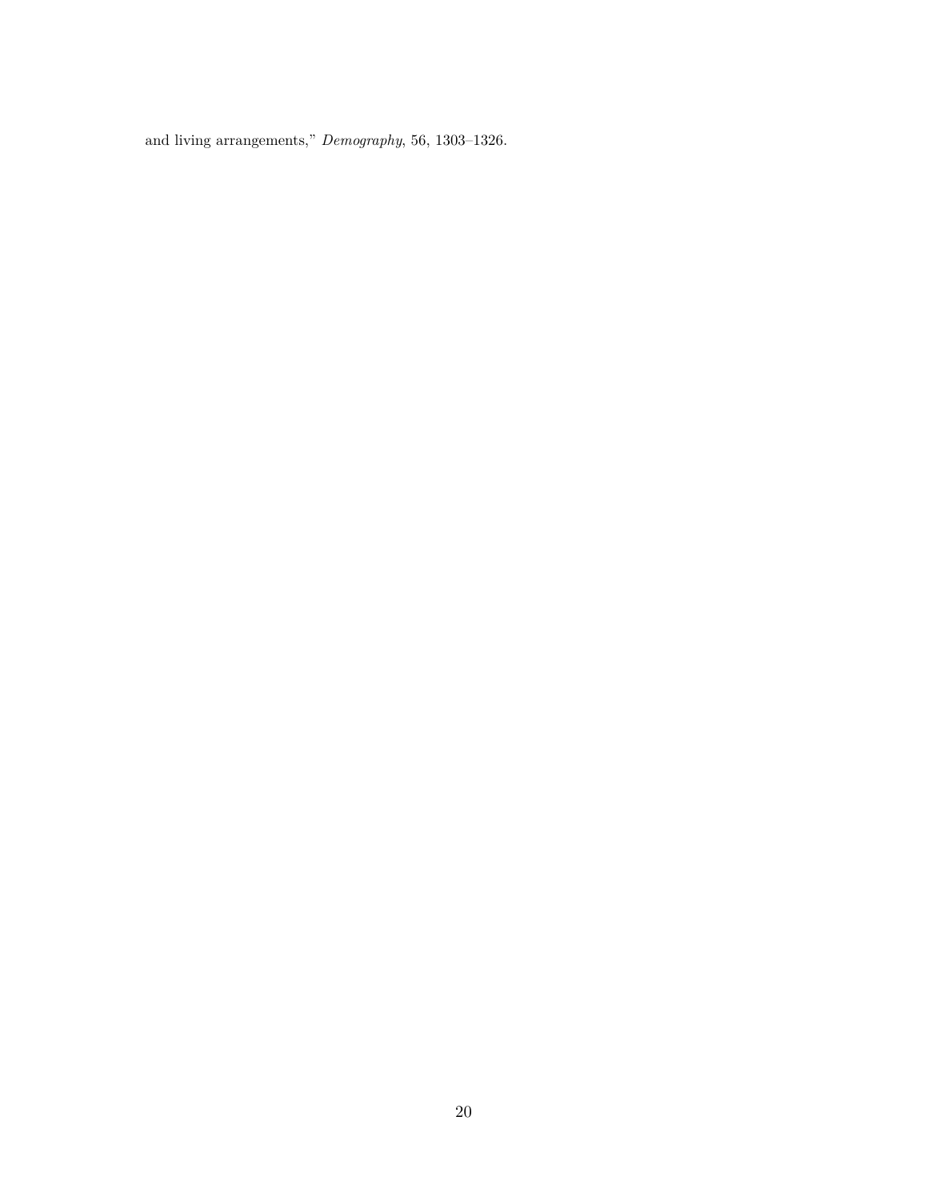and living arrangements," *Demography*, 56, 1303–1326.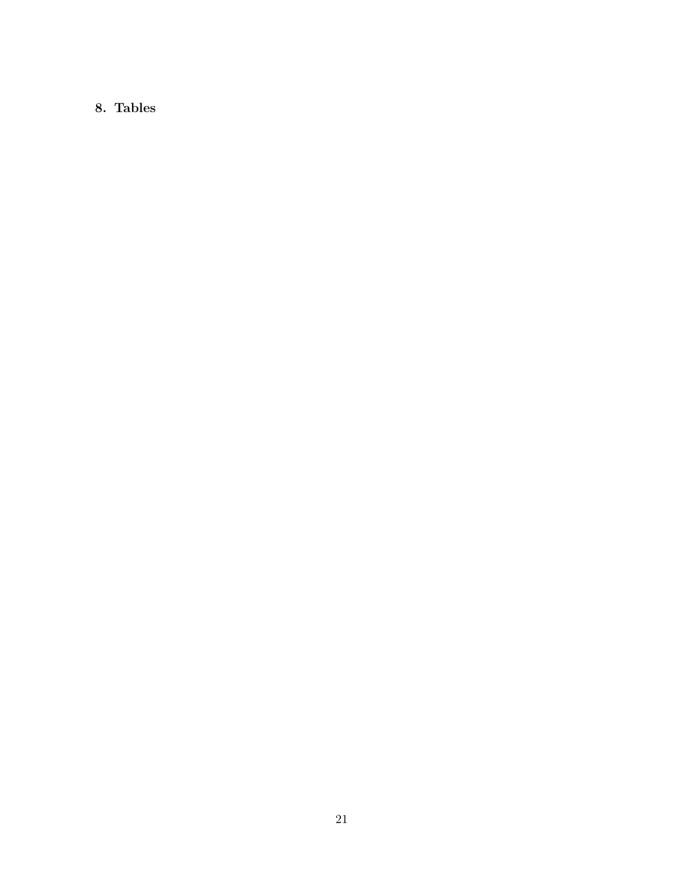## 8. Tables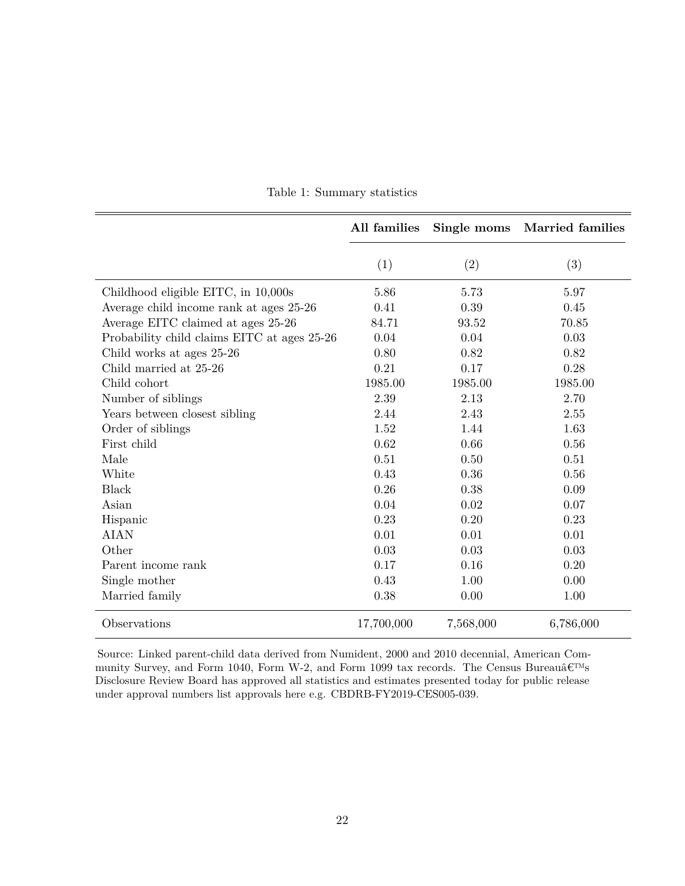Table 1: Summary statistics

| | All families | Single moms | Married families |
|---|---|---|---|
| | (1) | (2) | (3) |
| Childhood eligible EITC, in 10,000s | 5.86 | 5.73 | 5.97 |
| Average child income rank at ages 25-26 | 0.41 | 0.39 | 0.45 |
| Average EITC claimed at ages 25-26 | 84.71 | 93.52 | 70.85 |
| Probability child claims EITC at ages 25-26 | 0.04 | 0.04 | 0.03 |
| Child works at ages 25-26 | 0.80 | 0.82 | 0.82 |
| Child married at 25-26 | 0.21 | 0.17 | 0.28 |
| Child cohort | 1985.00 | 1985.00 | 1985.00 |
| Number of siblings | 2.39 | 2.13 | 2.70 |
| Years between closest sibling | 2.44 | 2.43 | 2.55 |
| Order of siblings | 1.52 | 1.44 | 1.63 |
| First child | 0.62 | 0.66 | 0.56 |
| Male | 0.51 | 0.50 | 0.51 |
| White | 0.43 | 0.36 | 0.56 |
| Black | 0.26 | 0.38 | 0.09 |
| Asian | 0.04 | 0.02 | 0.07 |
| Hispanic | 0.23 | 0.20 | 0.23 |
| AIAN | 0.01 | 0.01 | 0.01 |
| Other | 0.03 | 0.03 | 0.03 |
| Parent income rank | 0.17 | 0.16 | 0.20 |
| Single mother | 0.43 | 1.00 | 0.00 |
| Married family | 0.38 | 0.00 | 1.00 |
| Observations | 17,700,000 | 7,568,000 | 6,786,000 |

Source: Linked parent-child data derived from Numident, 2000 and 2010 decennial, American Community Survey, and Form 1040, Form W-2, and Form 1099 tax records. The Census Bureauâ€™s Disclosure Review Board has approved all statistics and estimates presented today for public release under approval numbers list approvals here e.g. CBDRB-FY2019-CES005-039.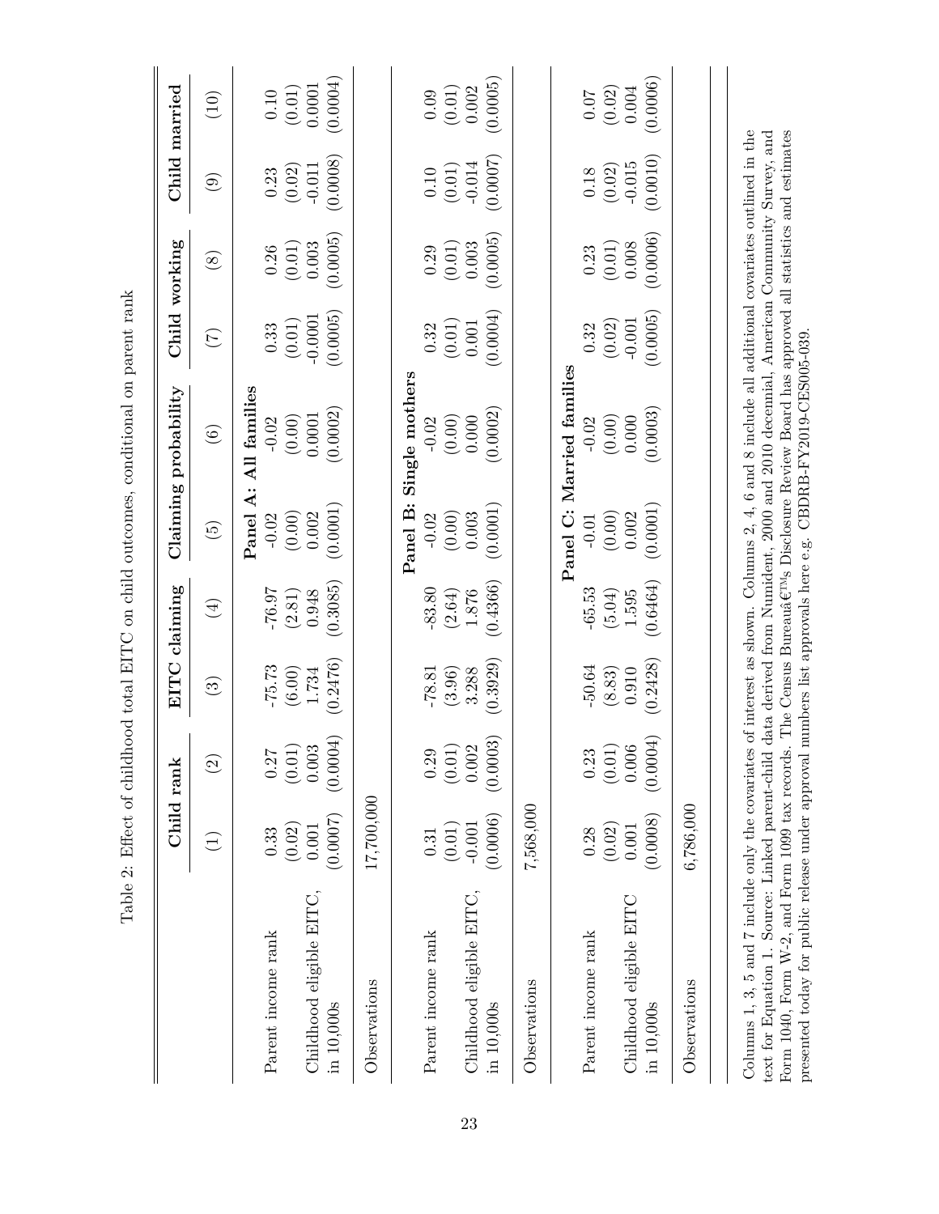Table 2: Effect of childhood total EITC on child outcomes, conditional on parent rank

| | Child rank | | EITC claiming | | Claiming probability | | Child working | | Child married | |
|---|---|---|---|---|---|---|---|---|---|---|
| | (1) | (2) | (3) | (4) | (5) | (6) | (7) | (8) | (9) | (10) |
| **Panel A: All families** | | | | | | | | | | |
| Parent income rank | 0.33 | 0.27 | -75.73 | -76.97 | -0.02 | -0.02 | 0.33 | 0.26 | 0.23 | 0.10 |
| | (0.02) | (0.01) | (6.00) | (2.81) | (0.00) | (0.00) | (0.01) | (0.01) | (0.02) | (0.01) |
| Childhood eligible EITC, | 0.001 | 0.003 | 1.734 | 0.948 | 0.002 | 0.0001 | -0.0001 | 0.003 | -0.011 | 0.0001 |
| in 10,000s | (0.0007) | (0.0004) | (0.2476) | (0.3085) | (0.0001) | (0.0002) | (0.0005) | (0.0005) | (0.0008) | (0.0004) |
| Observations | 17,700,000 | | | | | | | | | |
| **Panel B: Single mothers** | | | | | | | | | | |
| Parent income rank | 0.31 | 0.29 | -78.81 | -83.80 | -0.02 | -0.02 | 0.32 | 0.29 | 0.10 | 0.09 |
| | (0.01) | (0.01) | (3.96) | (2.64) | (0.00) | (0.00) | (0.01) | (0.01) | (0.01) | (0.01) |
| Childhood eligible EITC, | -0.001 | 0.002 | 3.288 | 1.876 | 0.003 | 0.000 | 0.001 | 0.003 | -0.014 | 0.002 |
| in 10,000s | (0.0006) | (0.0003) | (0.3929) | (0.4366) | (0.0001) | (0.0002) | (0.0004) | (0.0005) | (0.0007) | (0.0005) |
| Observations | 7,568,000 | | | | | | | | | |
| **Panel C: Married families** | | | | | | | | | | |
| Parent income rank | 0.28 | 0.23 | -50.64 | -65.53 | -0.01 | -0.02 | 0.32 | 0.23 | 0.18 | 0.07 |
| | (0.02) | (0.01) | (8.83) | (5.04) | (0.00) | (0.00) | (0.02) | (0.01) | (0.02) | (0.02) |
| Childhood eligible EITC | 0.001 | 0.006 | 0.910 | 1.595 | 0.002 | 0.000 | -0.001 | 0.008 | -0.015 | 0.004 |
| in 10,000s | (0.0008) | (0.0004) | (0.2428) | (0.6464) | (0.0001) | (0.0003) | (0.0005) | (0.0006) | (0.0010) | (0.0006) |
| Observations | 6,786,000 | | | | | | | | | |

Columns 1, 3, 5 and 7 include only the covariates of interest as shown. Columns 2, 4, 6 and 8 include all additional covariates outlined in the text for Equation 1. Source: Linked parent-child data derived from Numident, 2000 and 2010 decennial, American Community Survey, and Form 1040, Form W-2, and Form 1099 tax records. The Census Bureauâ€™s Disclosure Review Board has approved all statistics and estimates presented today for public release under approval numbers list approvals here e.g. CBDRB-FY2019-CES005-039.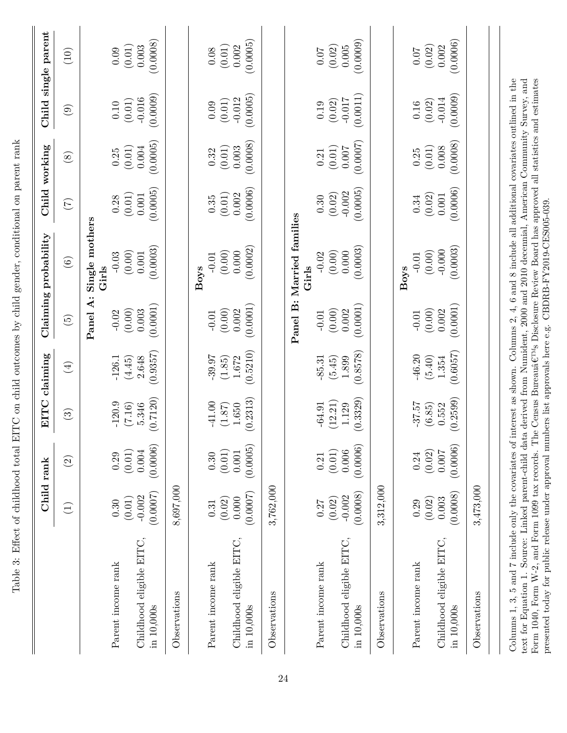Table 3: Effect of childhood total EITC on child outcomes by child gender, conditional on parent rank

| | Child rank | | EITC claiming | | Claiming probability | | Child working | | Child single parent | |
|---|---|---|---|---|---|---|---|---|---|---|
| | (1) | (2) | (3) | (4) | (5) | (6) | (7) | (8) | (9) | (10) |
| **Panel A: Single mothers** | | | | | | | | | | |
| **Girls** | | | | | | | | | | |
| Parent income rank | 0.30 | 0.29 | -120.9 | -126.1 | -0.02 | -0.03 | 0.28 | 0.25 | 0.10 | 0.09 |
| | (0.01) | (0.01) | (7.16) | (4.45) | (0.00) | (0.00) | (0.01) | (0.01) | (0.01) | (0.01) |
| Childhood eligible EITC, in 10,000s | -0.002 | 0.004 | 5.346 | 2.648 | 0.003 | 0.001 | 0.001 | 0.004 | -0.016 | 0.003 |
| | (0.0007) | (0.0006) | (0.7120) | (0.9357) | (0.0001) | (0.0003) | (0.0005) | (0.0005) | (0.0009) | (0.0008) |
| Observations | 8,697,000 | | | | | | | | | |
| **Boys** | | | | | | | | | | |
| Parent income rank | 0.31 | 0.30 | -41.00 | -39.97 | -0.01 | -0.01 | 0.35 | 0.32 | 0.09 | 0.08 |
| | (0.02) | (0.01) | (1.87) | (1.85) | (0.00) | (0.00) | (0.01) | (0.01) | (0.01) | (0.01) |
| Childhood eligible EITC, in 10,000s | 0.000 | 0.001 | 1.650 | 1.672 | 0.002 | 0.000 | 0.002 | 0.003 | -0.012 | 0.002 |
| | (0.0007) | (0.0005) | (0.2313) | (0.5210) | (0.0001) | (0.0002) | (0.0006) | (0.0008) | (0.0005) | (0.0005) |
| Observations | 3,762,000 | | | | | | | | | |
| **Panel B: Married families** | | | | | | | | | | |
| **Girls** | | | | | | | | | | |
| Parent income rank | 0.27 | 0.21 | -64.91 | -85.31 | -0.01 | -0.02 | 0.30 | 0.21 | 0.19 | 0.07 |
| | (0.02) | (0.01) | (12.21) | (5.45) | (0.00) | (0.00) | (0.02) | (0.01) | (0.02) | (0.02) |
| Childhood eligible EITC, in 10,000s | -0.002 | 0.006 | 1.129 | 1.899 | 0.002 | 0.000 | -0.002 | 0.007 | -0.017 | 0.005 |
| | (0.0008) | (0.0006) | (0.3329) | (0.8578) | (0.0001) | (0.0003) | (0.0005) | (0.0007) | (0.0011) | (0.0009) |
| Observations | 3,312,000 | | | | | | | | | |
| **Boys** | | | | | | | | | | |
| Parent income rank | 0.29 | 0.24 | -37.57 | -46.20 | -0.01 | -0.01 | 0.34 | 0.25 | 0.16 | 0.07 |
| | (0.02) | (0.02) | (6.85) | (5.40) | (0.00) | (0.00) | (0.02) | (0.01) | (0.02) | (0.02) |
| Childhood eligible EITC, in 10,000s | 0.003 | 0.007 | 0.552 | 1.354 | 0.002 | -0.000 | 0.001 | 0.008 | -0.014 | 0.002 |
| | (0.0008) | (0.0006) | (0.2599) | (0.6057) | (0.0001) | (0.0003) | (0.0006) | (0.0008) | (0.0009) | (0.0006) |
| Observations | 3,473,000 | | | | | | | | | |

Columns 1, 3, 5 and 7 include only the covariates of interest as shown. Columns 2, 4, 6 and 8 include all additional covariates outlined in the text for Equation 1. Source: Linked parent-child data derived from Numident, 2000 and 2010 decennial, American Community Survey, and Form 1040, Form W-2, and Form 1099 tax records. The Census Bureauâ€™s Disclosure Review Board has approved all statistics and estimates presented today for public release under approval numbers list approvals here e.g. CBDRB-FY2019-CES005-039.